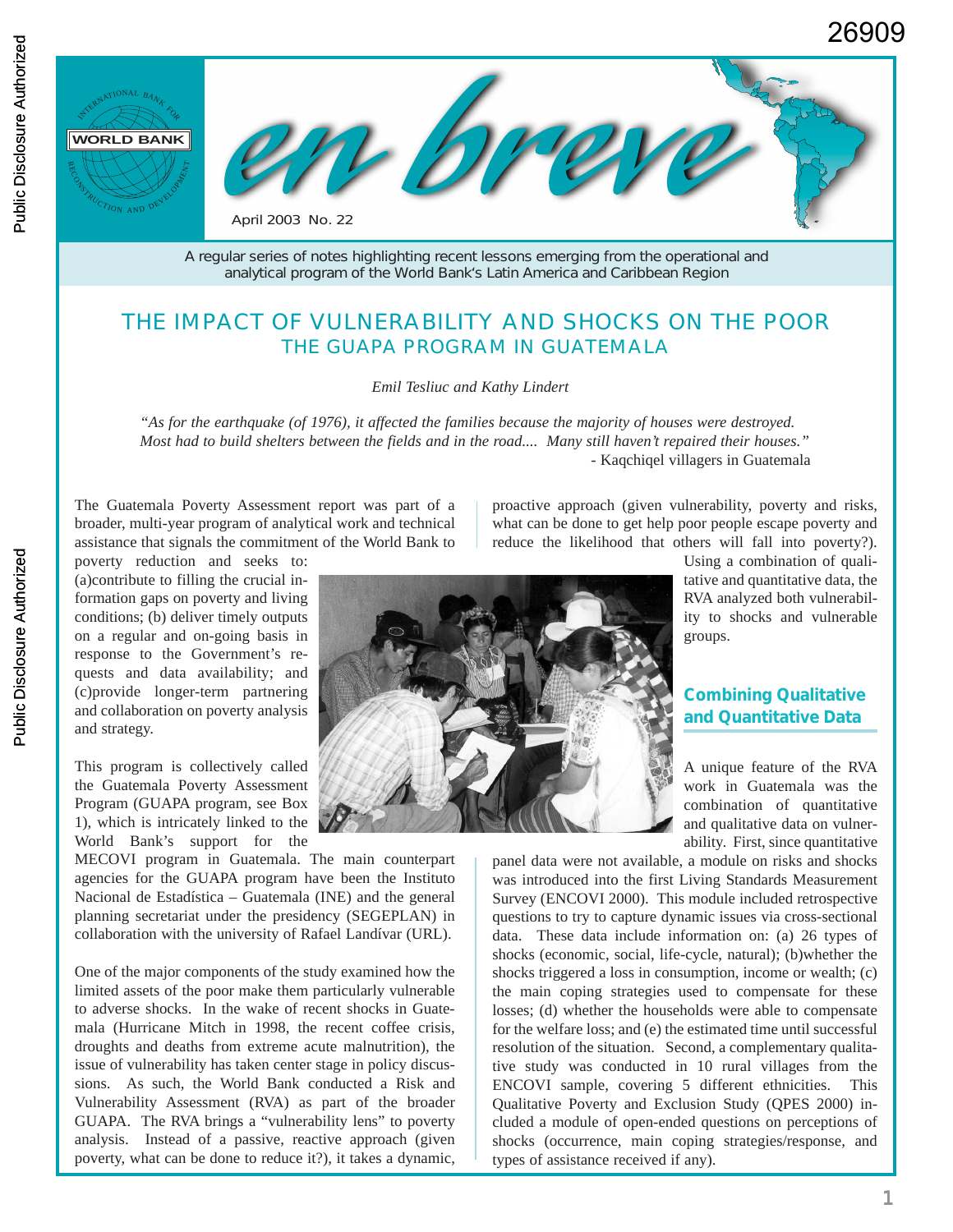en breve

April 2003 No. 22

A regular series of notes highlighting recent lessons emerging from the operational and analytical program of the World Bank's Latin America and Caribbean Region

# THE IMPACT OF VULNERABILITY AND SHOCKS ON THE POOR
## THE GUAPA PROGRAM IN GUATEMALA

*Emil Tesliuc and Kathy Lindert*

*"As for the earthquake (of 1976), it affected the families because the majority of houses were destroyed. Most had to build shelters between the fields and in the road.... Many still haven't repaired their houses."*
- Kaqchiqel villagers in Guatemala

The Guatemala Poverty Assessment report was part of a broader, multi-year program of analytical work and technical assistance that signals the commitment of the World Bank to poverty reduction and seeks to: (a)contribute to filling the crucial information gaps on poverty and living conditions; (b) deliver timely outputs on a regular and on-going basis in response to the Government's requests and data availability; and (c)provide longer-term partnering and collaboration on poverty analysis and strategy.

This program is collectively called the Guatemala Poverty Assessment Program (GUAPA program, see Box 1), which is intricately linked to the World Bank's support for the MECOVI program in Guatemala. The main counterpart agencies for the GUAPA program have been the Instituto Nacional de Estadística – Guatemala (INE) and the general planning secretariat under the presidency (SEGEPLAN) in collaboration with the university of Rafael Landívar (URL).

One of the major components of the study examined how the limited assets of the poor make them particularly vulnerable to adverse shocks. In the wake of recent shocks in Guatemala (Hurricane Mitch in 1998, the recent coffee crisis, droughts and deaths from extreme acute malnutrition), the issue of vulnerability has taken center stage in policy discussions. As such, the World Bank conducted a Risk and Vulnerability Assessment (RVA) as part of the broader GUAPA. The RVA brings a "vulnerability lens" to poverty analysis. Instead of a passive, reactive approach (given poverty, what can be done to reduce it?), it takes a dynamic, proactive approach (given vulnerability, poverty and risks, what can be done to get help poor people escape poverty and reduce the likelihood that others will fall into poverty?). Using a combination of qualitative and quantitative data, the RVA analyzed both vulnerability to shocks and vulnerable groups.

### Combining Qualitative and Quantitative Data

A unique feature of the RVA work in Guatemala was the combination of quantitative and qualitative data on vulnerability. First, since quantitative panel data were not available, a module on risks and shocks was introduced into the first Living Standards Measurement Survey (ENCOVI 2000). This module included retrospective questions to try to capture dynamic issues via cross-sectional data. These data include information on: (a) 26 types of shocks (economic, social, life-cycle, natural); (b)whether the shocks triggered a loss in consumption, income or wealth; (c) the main coping strategies used to compensate for these losses; (d) whether the households were able to compensate for the welfare loss; and (e) the estimated time until successful resolution of the situation. Second, a complementary qualitative study was conducted in 10 rural villages from the ENCOVI sample, covering 5 different ethnicities. This Qualitative Poverty and Exclusion Study (QPES 2000) included a module of open-ended questions on perceptions of shocks (occurrence, main coping strategies/response, and types of assistance received if any).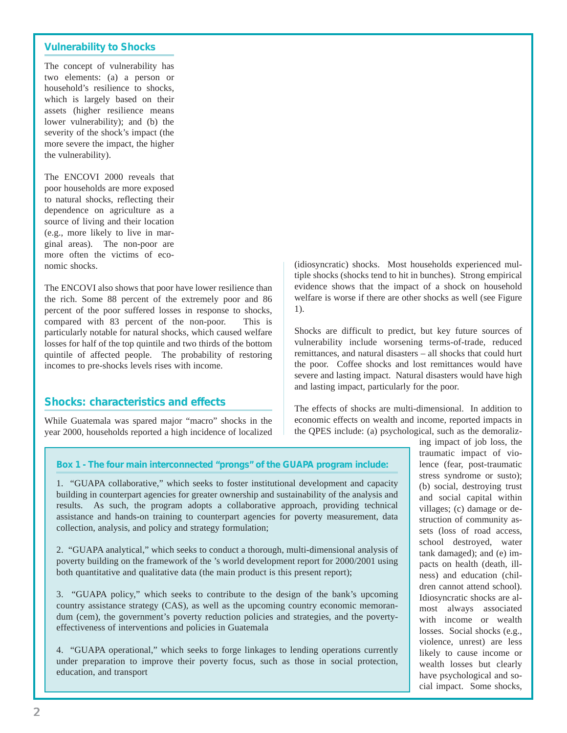## Vulnerability to Shocks

The concept of vulnerability has two elements: (a) a person or household's resilience to shocks, which is largely based on their assets (higher resilience means lower vulnerability); and (b) the severity of the shock's impact (the more severe the impact, the higher the vulnerability).

The ENCOVI 2000 reveals that poor households are more exposed to natural shocks, reflecting their dependence on agriculture as a source of living and their location (e.g., more likely to live in marginal areas). The non-poor are more often the victims of economic shocks.

The ENCOVI also shows that poor have lower resilience than the rich. Some 88 percent of the extremely poor and 86 percent of the poor suffered losses in response to shocks, compared with 83 percent of the non-poor. This is particularly notable for natural shocks, which caused welfare losses for half of the top quintile and two thirds of the bottom quintile of affected people. The probability of restoring incomes to pre-shocks levels rises with income.

## Shocks: characteristics and effects

While Guatemala was spared major "macro" shocks in the year 2000, households reported a high incidence of localized (idiosyncratic) shocks. Most households experienced multiple shocks (shocks tend to hit in bunches). Strong empirical evidence shows that the impact of a shock on household welfare is worse if there are other shocks as well (see Figure 1).

Shocks are difficult to predict, but key future sources of vulnerability include worsening terms-of-trade, reduced remittances, and natural disasters – all shocks that could hurt the poor. Coffee shocks and lost remittances would have severe and lasting impact. Natural disasters would have high and lasting impact, particularly for the poor.

The effects of shocks are multi-dimensional. In addition to economic effects on wealth and income, reported impacts in the QPES include: (a) psychological, such as the demoralizing impact of job loss, the traumatic impact of violence (fear, post-traumatic stress syndrome or susto); (b) social, destroying trust and social capital within villages; (c) damage or destruction of community assets (loss of road access, school destroyed, water tank damaged); and (e) impacts on health (death, illness) and education (children cannot attend school). Idiosyncratic shocks are almost always associated with income or wealth losses. Social shocks (e.g., violence, unrest) are less likely to cause income or wealth losses but clearly have psychological and social impact. Some shocks,

---

**Box 1 - The four main interconnected "prongs" of the GUAPA program include:**

1. "GUAPA collaborative," which seeks to foster institutional development and capacity building in counterpart agencies for greater ownership and sustainability of the analysis and results. As such, the program adopts a collaborative approach, providing technical assistance and hands-on training to counterpart agencies for poverty measurement, data collection, analysis, and policy and strategy formulation;

2. "GUAPA analytical," which seeks to conduct a thorough, multi-dimensional analysis of poverty building on the framework of the 's world development report for 2000/2001 using both quantitative and qualitative data (the main product is this present report);

3. "GUAPA policy," which seeks to contribute to the design of the bank's upcoming country assistance strategy (CAS), as well as the upcoming country economic memorandum (cem), the government's poverty reduction policies and strategies, and the poverty-effectiveness of interventions and policies in Guatemala

4. "GUAPA operational," which seeks to forge linkages to lending operations currently under preparation to improve their poverty focus, such as those in social protection, education, and transport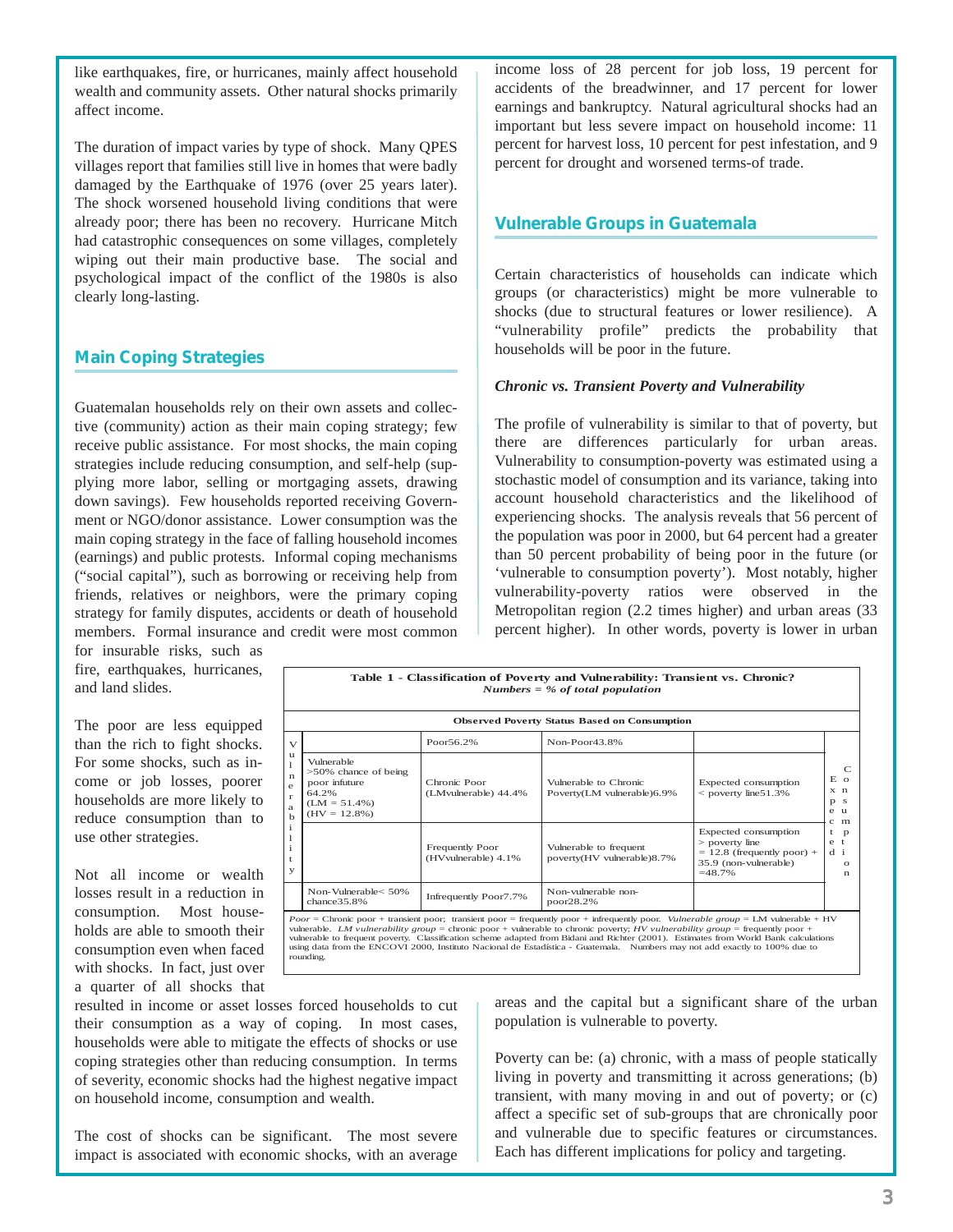like earthquakes, fire, or hurricanes, mainly affect household wealth and community assets. Other natural shocks primarily affect income.

The duration of impact varies by type of shock. Many QPES villages report that families still live in homes that were badly damaged by the Earthquake of 1976 (over 25 years later). The shock worsened household living conditions that were already poor; there has been no recovery. Hurricane Mitch had catastrophic consequences on some villages, completely wiping out their main productive base. The social and psychological impact of the conflict of the 1980s is also clearly long-lasting.

## Main Coping Strategies

Guatemalan households rely on their own assets and collective (community) action as their main coping strategy; few receive public assistance. For most shocks, the main coping strategies include reducing consumption, and self-help (supplying more labor, selling or mortgaging assets, drawing down savings). Few households reported receiving Government or NGO/donor assistance. Lower consumption was the main coping strategy in the face of falling household incomes (earnings) and public protests. Informal coping mechanisms ("social capital"), such as borrowing or receiving help from friends, relatives or neighbors, were the primary coping strategy for family disputes, accidents or death of household members. Formal insurance and credit were most common for insurable risks, such as fire, earthquakes, hurricanes, and land slides.

The poor are less equipped than the rich to fight shocks. For some shocks, such as income or job losses, poorer households are more likely to reduce consumption than to use other strategies.

Not all income or wealth losses result in a reduction in consumption. Most households are able to smooth their consumption even when faced with shocks. In fact, just over a quarter of all shocks that resulted in income or asset losses forced households to cut their consumption as a way of coping. In most cases, households were able to mitigate the effects of shocks or use coping strategies other than reducing consumption. In terms of severity, economic shocks had the highest negative impact on household income, consumption and wealth.

The cost of shocks can be significant. The most severe impact is associated with economic shocks, with an average income loss of 28 percent for job loss, 19 percent for accidents of the breadwinner, and 17 percent for lower earnings and bankruptcy. Natural agricultural shocks had an important but less severe impact on household income: 11 percent for harvest loss, 10 percent for pest infestation, and 9 percent for drought and worsened terms-of trade.

## Vulnerable Groups in Guatemala

Certain characteristics of households can indicate which groups (or characteristics) might be more vulnerable to shocks (due to structural features or lower resilience). A "vulnerability profile" predicts the probability that households will be poor in the future.

### *Chronic vs. Transient Poverty and Vulnerability*

The profile of vulnerability is similar to that of poverty, but there are differences particularly for urban areas. Vulnerability to consumption-poverty was estimated using a stochastic model of consumption and its variance, taking into account household characteristics and the likelihood of experiencing shocks. The analysis reveals that 56 percent of the population was poor in 2000, but 64 percent had a greater than 50 percent probability of being poor in the future (or 'vulnerable to consumption poverty'). Most notably, higher vulnerability-poverty ratios were observed in the Metropolitan region (2.2 times higher) and urban areas (33 percent higher). In other words, poverty is lower in urban areas and the capital but a significant share of the urban population is vulnerable to poverty.

**Table 1 - Classification of Poverty and Vulnerability: Transient vs. Chronic?**
***Numbers = % of total population***

| | Observed Poverty Status Based on Consumption | | | | |
|---|---|---|---|---|---|
| **Vulnerability** | | Poor56.2% | Non-Poor43.8% | | **Expected Consumption** |
| | Vulnerable >50% chance of being poor infuture 64.2% (LM = 51.4%) (HV = 12.8%) | Chronic Poor (LMvulnerable) 44.4% | Vulnerable to Chronic Poverty(LM vulnerable)6.9% | Expected consumption < poverty line51.3% | |
| | | Frequently Poor (HVvulnerable) 4.1% | Vulnerable to frequent poverty(HV vulnerable)8.7% | Expected consumption > poverty line = 12.8 (frequently poor) + 35.9 (non-vulnerable) =48.7% | |
| | Non-Vulnerable< 50% chance35.8% | Infrequently Poor7.7% | Non-vulnerable non-poor28.2% | | |

*Poor* = Chronic poor + transient poor; transient poor = frequently poor + infrequently poor. *Vulnerable group* = LM vulnerable + HV vulnerable. *LM vulnerability group* = chronic poor + vulnerable to chronic poverty; *HV vulnerability group* = frequently poor + vulnerable to frequent poverty. Classification scheme adapted from Bidani and Richter (2001). Estimates from World Bank calculations using data from the ENCOVI 2000, Instituto Nacional de Estadística - Guatemala. Numbers may not add exactly to 100% due to rounding.

Poverty can be: (a) chronic, with a mass of people statically living in poverty and transmitting it across generations; (b) transient, with many moving in and out of poverty; or (c) affect a specific set of sub-groups that are chronically poor and vulnerable due to specific features or circumstances. Each has different implications for policy and targeting.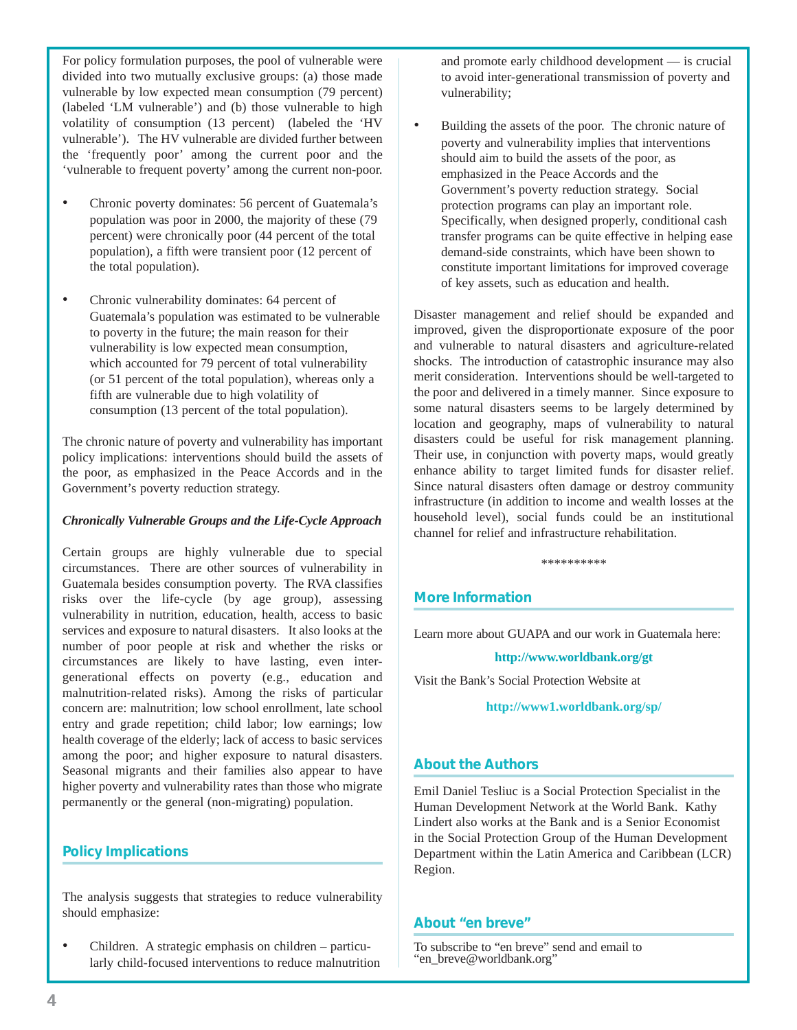For policy formulation purposes, the pool of vulnerable were divided into two mutually exclusive groups: (a) those made vulnerable by low expected mean consumption (79 percent) (labeled 'LM vulnerable') and (b) those vulnerable to high volatility of consumption (13 percent) (labeled the 'HV vulnerable'). The HV vulnerable are divided further between the 'frequently poor' among the current poor and the 'vulnerable to frequent poverty' among the current non-poor.

- Chronic poverty dominates: 56 percent of Guatemala's population was poor in 2000, the majority of these (79 percent) were chronically poor (44 percent of the total population), a fifth were transient poor (12 percent of the total population).

- Chronic vulnerability dominates: 64 percent of Guatemala's population was estimated to be vulnerable to poverty in the future; the main reason for their vulnerability is low expected mean consumption, which accounted for 79 percent of total vulnerability (or 51 percent of the total population), whereas only a fifth are vulnerable due to high volatility of consumption (13 percent of the total population).

The chronic nature of poverty and vulnerability has important policy implications: interventions should build the assets of the poor, as emphasized in the Peace Accords and in the Government's poverty reduction strategy.

***Chronically Vulnerable Groups and the Life-Cycle Approach***

Certain groups are highly vulnerable due to special circumstances. There are other sources of vulnerability in Guatemala besides consumption poverty. The RVA classifies risks over the life-cycle (by age group), assessing vulnerability in nutrition, education, health, access to basic services and exposure to natural disasters. It also looks at the number of poor people at risk and whether the risks or circumstances are likely to have lasting, even inter-generational effects on poverty (e.g., education and malnutrition-related risks). Among the risks of particular concern are: malnutrition; low school enrollment, late school entry and grade repetition; child labor; low earnings; low health coverage of the elderly; lack of access to basic services among the poor; and higher exposure to natural disasters. Seasonal migrants and their families also appear to have higher poverty and vulnerability rates than those who migrate permanently or the general (non-migrating) population.

## Policy Implications

The analysis suggests that strategies to reduce vulnerability should emphasize:

- Children. A strategic emphasis on children – particularly child-focused interventions to reduce malnutrition and promote early childhood development — is crucial to avoid inter-generational transmission of poverty and vulnerability;

- Building the assets of the poor. The chronic nature of poverty and vulnerability implies that interventions should aim to build the assets of the poor, as emphasized in the Peace Accords and the Government's poverty reduction strategy. Social protection programs can play an important role. Specifically, when designed properly, conditional cash transfer programs can be quite effective in helping ease demand-side constraints, which have been shown to constitute important limitations for improved coverage of key assets, such as education and health.

Disaster management and relief should be expanded and improved, given the disproportionate exposure of the poor and vulnerable to natural disasters and agriculture-related shocks. The introduction of catastrophic insurance may also merit consideration. Interventions should be well-targeted to the poor and delivered in a timely manner. Since exposure to some natural disasters seems to be largely determined by location and geography, maps of vulnerability to natural disasters could be useful for risk management planning. Their use, in conjunction with poverty maps, would greatly enhance ability to target limited funds for disaster relief. Since natural disasters often damage or destroy community infrastructure (in addition to income and wealth losses at the household level), social funds could be an institutional channel for relief and infrastructure rehabilitation.

**********

## More Information

Learn more about GUAPA and our work in Guatemala here:

**http://www.worldbank.org/gt**

Visit the Bank's Social Protection Website at

**http://www1.worldbank.org/sp/**

## About the Authors

Emil Daniel Tesliuc is a Social Protection Specialist in the Human Development Network at the World Bank. Kathy Lindert also works at the Bank and is a Senior Economist in the Social Protection Group of the Human Development Department within the Latin America and Caribbean (LCR) Region.

## About "en breve"

To subscribe to "en breve" send and email to "en_breve@worldbank.org"